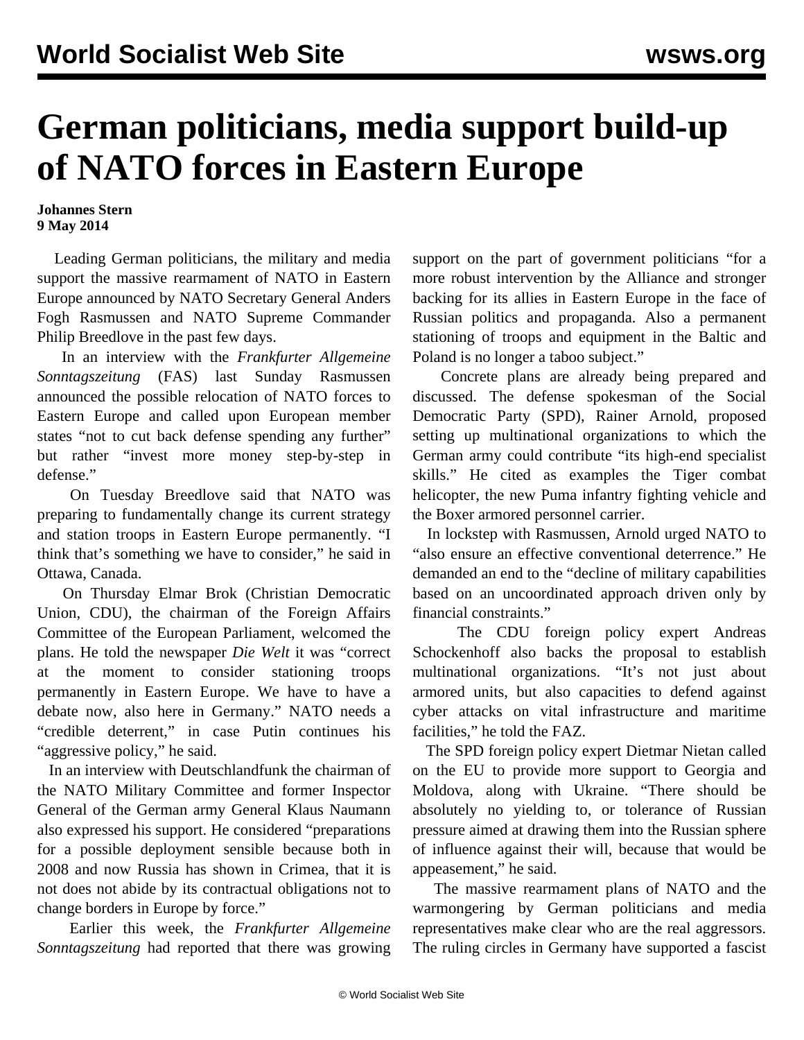# German politicians, media support build-up of NATO forces in Eastern Europe

**Johannes Stern**
**9 May 2014**

Leading German politicians, the military and media support the massive rearmament of NATO in Eastern Europe announced by NATO Secretary General Anders Fogh Rasmussen and NATO Supreme Commander Philip Breedlove in the past few days.

In an interview with the *Frankfurter Allgemeine Sonntagszeitung* (FAS) last Sunday Rasmussen announced the possible relocation of NATO forces to Eastern Europe and called upon European member states "not to cut back defense spending any further" but rather "invest more money step-by-step in defense."

On Tuesday Breedlove said that NATO was preparing to fundamentally change its current strategy and station troops in Eastern Europe permanently. "I think that's something we have to consider," he said in Ottawa, Canada.

On Thursday Elmar Brok (Christian Democratic Union, CDU), the chairman of the Foreign Affairs Committee of the European Parliament, welcomed the plans. He told the newspaper *Die Welt* it was "correct at the moment to consider stationing troops permanently in Eastern Europe. We have to have a debate now, also here in Germany." NATO needs a "credible deterrent," in case Putin continues his "aggressive policy," he said.

In an interview with Deutschlandfunk the chairman of the NATO Military Committee and former Inspector General of the German army General Klaus Naumann also expressed his support. He considered "preparations for a possible deployment sensible because both in 2008 and now Russia has shown in Crimea, that it is not does not abide by its contractual obligations not to change borders in Europe by force."

Earlier this week, the *Frankfurter Allgemeine Sonntagszeitung* had reported that there was growing support on the part of government politicians "for a more robust intervention by the Alliance and stronger backing for its allies in Eastern Europe in the face of Russian politics and propaganda. Also a permanent stationing of troops and equipment in the Baltic and Poland is no longer a taboo subject."

Concrete plans are already being prepared and discussed. The defense spokesman of the Social Democratic Party (SPD), Rainer Arnold, proposed setting up multinational organizations to which the German army could contribute "its high-end specialist skills." He cited as examples the Tiger combat helicopter, the new Puma infantry fighting vehicle and the Boxer armored personnel carrier.

In lockstep with Rasmussen, Arnold urged NATO to "also ensure an effective conventional deterrence." He demanded an end to the "decline of military capabilities based on an uncoordinated approach driven only by financial constraints."

The CDU foreign policy expert Andreas Schockenhoff also backs the proposal to establish multinational organizations. "It's not just about armored units, but also capacities to defend against cyber attacks on vital infrastructure and maritime facilities," he told the FAZ.

The SPD foreign policy expert Dietmar Nietan called on the EU to provide more support to Georgia and Moldova, along with Ukraine. "There should be absolutely no yielding to, or tolerance of Russian pressure aimed at drawing them into the Russian sphere of influence against their will, because that would be appeasement," he said.

The massive rearmament plans of NATO and the warmongering by German politicians and media representatives make clear who are the real aggressors. The ruling circles in Germany have supported a fascist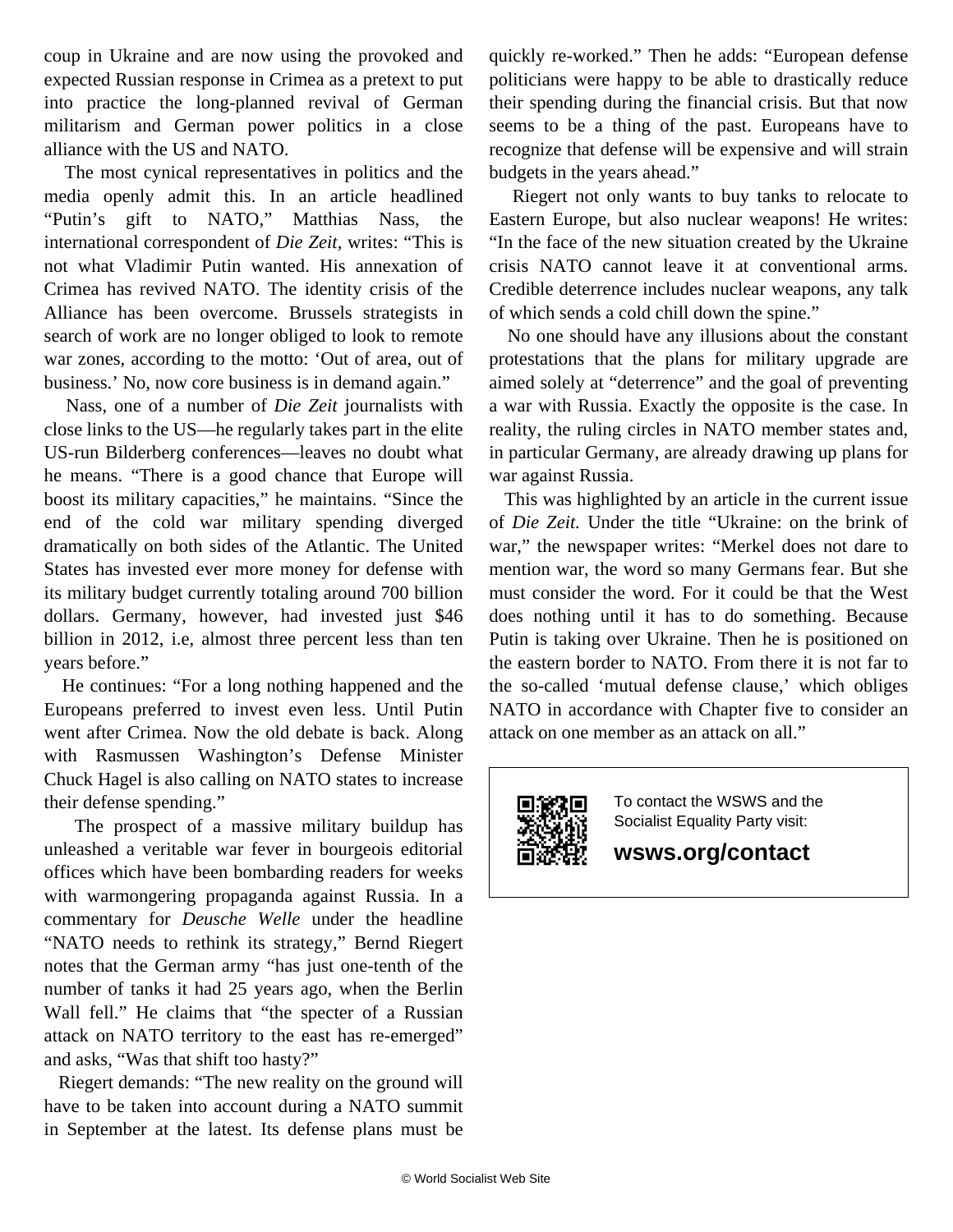coup in Ukraine and are now using the provoked and expected Russian response in Crimea as a pretext to put into practice the long-planned revival of German militarism and German power politics in a close alliance with the US and NATO.

The most cynical representatives in politics and the media openly admit this. In an article headlined "Putin's gift to NATO," Matthias Nass, the international correspondent of *Die Zeit*, writes: "This is not what Vladimir Putin wanted. His annexation of Crimea has revived NATO. The identity crisis of the Alliance has been overcome. Brussels strategists in search of work are no longer obliged to look to remote war zones, according to the motto: 'Out of area, out of business.' No, now core business is in demand again."

Nass, one of a number of *Die Zeit* journalists with close links to the US—he regularly takes part in the elite US-run Bilderberg conferences—leaves no doubt what he means. "There is a good chance that Europe will boost its military capacities," he maintains. "Since the end of the cold war military spending diverged dramatically on both sides of the Atlantic. The United States has invested ever more money for defense with its military budget currently totaling around 700 billion dollars. Germany, however, had invested just $46 billion in 2012, i.e, almost three percent less than ten years before."

He continues: "For a long nothing happened and the Europeans preferred to invest even less. Until Putin went after Crimea. Now the old debate is back. Along with Rasmussen Washington's Defense Minister Chuck Hagel is also calling on NATO states to increase their defense spending."

The prospect of a massive military buildup has unleashed a veritable war fever in bourgeois editorial offices which have been bombarding readers for weeks with warmongering propaganda against Russia. In a commentary for *Deusche Welle* under the headline "NATO needs to rethink its strategy," Bernd Riegert notes that the German army "has just one-tenth of the number of tanks it had 25 years ago, when the Berlin Wall fell." He claims that "the specter of a Russian attack on NATO territory to the east has re-emerged" and asks, "Was that shift too hasty?"

Riegert demands: "The new reality on the ground will have to be taken into account during a NATO summit in September at the latest. Its defense plans must be quickly re-worked." Then he adds: "European defense politicians were happy to be able to drastically reduce their spending during the financial crisis. But that now seems to be a thing of the past. Europeans have to recognize that defense will be expensive and will strain budgets in the years ahead."

Riegert not only wants to buy tanks to relocate to Eastern Europe, but also nuclear weapons! He writes: "In the face of the new situation created by the Ukraine crisis NATO cannot leave it at conventional arms. Credible deterrence includes nuclear weapons, any talk of which sends a cold chill down the spine."

No one should have any illusions about the constant protestations that the plans for military upgrade are aimed solely at "deterrence" and the goal of preventing a war with Russia. Exactly the opposite is the case. In reality, the ruling circles in NATO member states and, in particular Germany, are already drawing up plans for war against Russia.

This was highlighted by an article in the current issue of *Die Zeit*. Under the title "Ukraine: on the brink of war," the newspaper writes: "Merkel does not dare to mention war, the word so many Germans fear. But she must consider the word. For it could be that the West does nothing until it has to do something. Because Putin is taking over Ukraine. Then he is positioned on the eastern border to NATO. From there it is not far to the so-called 'mutual defense clause,' which obliges NATO in accordance with Chapter five to consider an attack on one member as an attack on all."

To contact the WSWS and the Socialist Equality Party visit:

**wsws.org/contact**